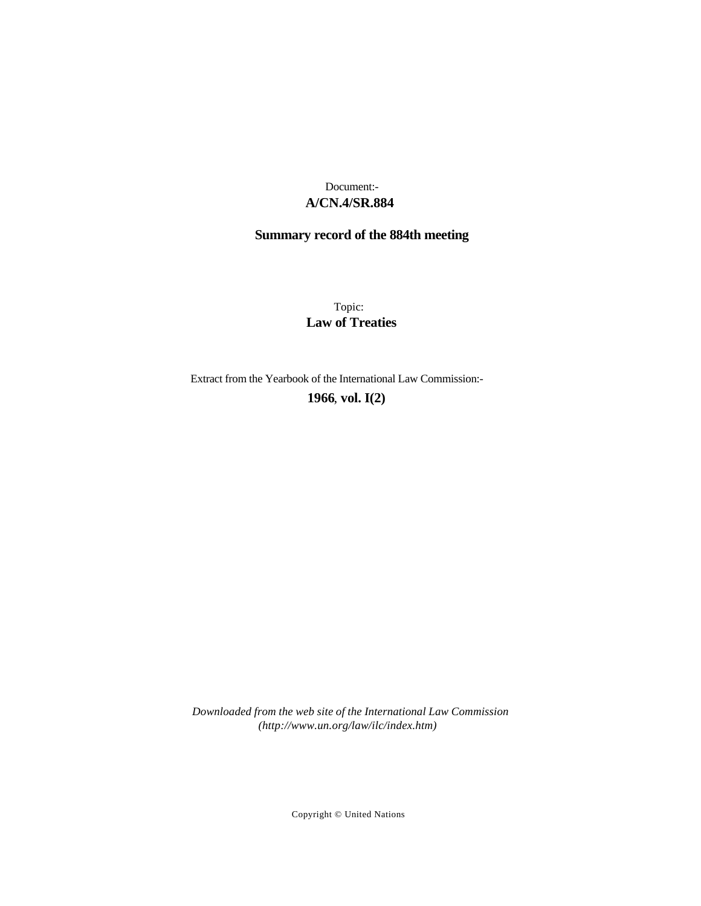Document:-

**A/CN.4/SR.884**

**Summary record of the 884th meeting**

Topic:

**Law of Treaties**

Extract from the Yearbook of the International Law Commission:-

**1966, vol. I(2)**

*Downloaded from the web site of the International Law Commission (http://www.un.org/law/ilc/index.htm)*

Copyright © United Nations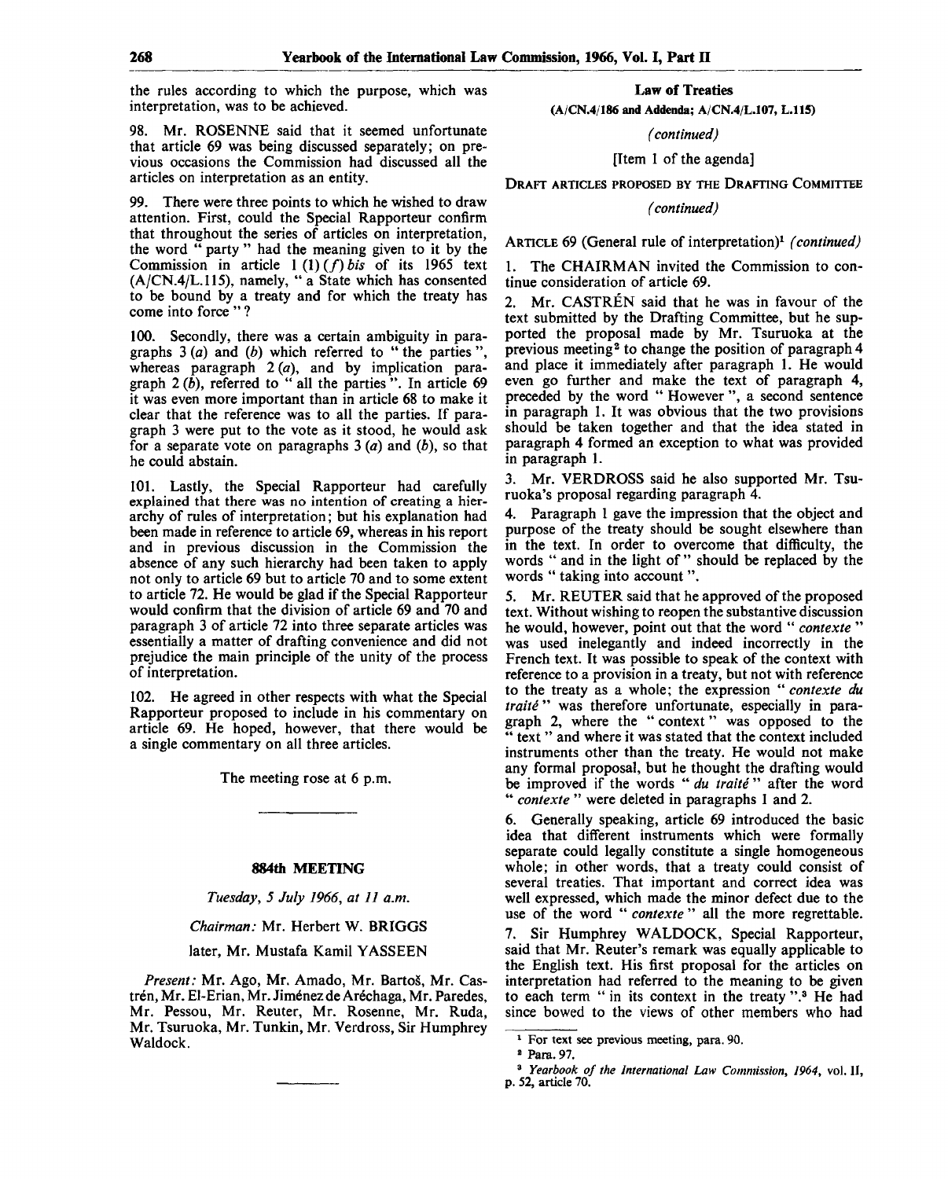the rules according to which the purpose, which was interpretation, was to be achieved.

98. Mr. ROSENNE said that it seemed unfortunate that article 69 was being discussed separately; on previous occasions the Commission had discussed all the articles on interpretation as an entity.

99. There were three points to which he wished to draw attention. First, could the Special Rapporteur confirm that throughout the series of articles on interpretation, the word " party " had the meaning given to it by the Commission in article 1 (1) (*f*) *bis* of its 1965 text (A/CN.4/L.115), namely, " a State which has consented to be bound by a treaty and for which the treaty has come into force " ?

100. Secondly, there was a certain ambiguity in paragraphs 3 (*a*) and (*b*) which referred to " the parties ", whereas paragraph 2 (*a*), and by implication paragraph 2 (*b*), referred to " all the parties ". In article 69 it was even more important than in article 68 to make it clear that the reference was to all the parties. If paragraph 3 were put to the vote as it stood, he would ask for a separate vote on paragraphs 3 (*a*) and (*b*), so that he could abstain.

101. Lastly, the Special Rapporteur had carefully explained that there was no intention of creating a hierarchy of rules of interpretation; but his explanation had been made in reference to article 69, whereas in his report and in previous discussion in the Commission the absence of any such hierarchy had been taken to apply not only to article 69 but to article 70 and to some extent to article 72. He would be glad if the Special Rapporteur would confirm that the division of article 69 and 70 and paragraph 3 of article 72 into three separate articles was essentially a matter of drafting convenience and did not prejudice the main principle of the unity of the process of interpretation.

102. He agreed in other respects with what the Special Rapporteur proposed to include in his commentary on article 69. He hoped, however, that there would be a single commentary on all three articles.

The meeting rose at 6 p.m.

---

## 884th MEETING

*Tuesday, 5 July 1966, at 11 a.m.*

*Chairman:* Mr. Herbert W. BRIGGS

later, Mr. Mustafa Kamil YASSEEN

*Present:* Mr. Ago, Mr. Amado, Mr. Bartoš, Mr. Castrén, Mr. El-Erian, Mr. Jiménez de Aréchaga, Mr. Paredes, Mr. Pessou, Mr. Reuter, Mr. Rosenne, Mr. Ruda, Mr. Tsuruoka, Mr. Tunkin, Mr. Verdross, Sir Humphrey Waldock.

---

### Law of Treaties

**(A/CN.4/186 and Addenda; A/CN.4/L.107, L.115)**

*(continued)*

[Item 1 of the agenda]

DRAFT ARTICLES PROPOSED BY THE DRAFTING COMMITTEE

*(continued)*

ARTICLE 69 (General rule of interpretation)[1] *(continued)*

1. The CHAIRMAN invited the Commission to continue consideration of article 69.

2. Mr. CASTRÉN said that he was in favour of the text submitted by the Drafting Committee, but he supported the proposal made by Mr. Tsuruoka at the previous meeting[2] to change the position of paragraph 4 and place it immediately after paragraph 1. He would even go further and make the text of paragraph 4, preceded by the word " However ", a second sentence in paragraph 1. It was obvious that the two provisions should be taken together and that the idea stated in paragraph 4 formed an exception to what was provided in paragraph 1.

3. Mr. VERDROSS said he also supported Mr. Tsuruoka's proposal regarding paragraph 4.

4. Paragraph 1 gave the impression that the object and purpose of the treaty should be sought elsewhere than in the text. In order to overcome that difficulty, the words " and in the light of " should be replaced by the words " taking into account ".

5. Mr. REUTER said that he approved of the proposed text. Without wishing to reopen the substantive discussion he would, however, point out that the word " *contexte* " was used inelegantly and indeed incorrectly in the French text. It was possible to speak of the context with reference to a provision in a treaty, but not with reference to the treaty as a whole; the expression " *contexte du traité* " was therefore unfortunate, especially in paragraph 2, where the " context " was opposed to the " text " and where it was stated that the context included instruments other than the treaty. He would not make any formal proposal, but he thought the drafting would be improved if the words " *du traité* " after the word " *contexte* " were deleted in paragraphs 1 and 2.

6. Generally speaking, article 69 introduced the basic idea that different instruments which were formally separate could legally constitute a single homogeneous whole; in other words, that a treaty could consist of several treaties. That important and correct idea was well expressed, which made the minor defect due to the use of the word " *contexte* " all the more regrettable.

7. Sir Humphrey WALDOCK, Special Rapporteur, said that Mr. Reuter's remark was equally applicable to the English text. His first proposal for the articles on interpretation had referred to the meaning to be given to each term " in its context in the treaty ".[3] He had since bowed to the views of other members who had

---

[1] For text see previous meeting, para. 90.

[2] Para. 97.

[3] *Yearbook of the International Law Commission, 1964*, vol. II, p. 52, article 70.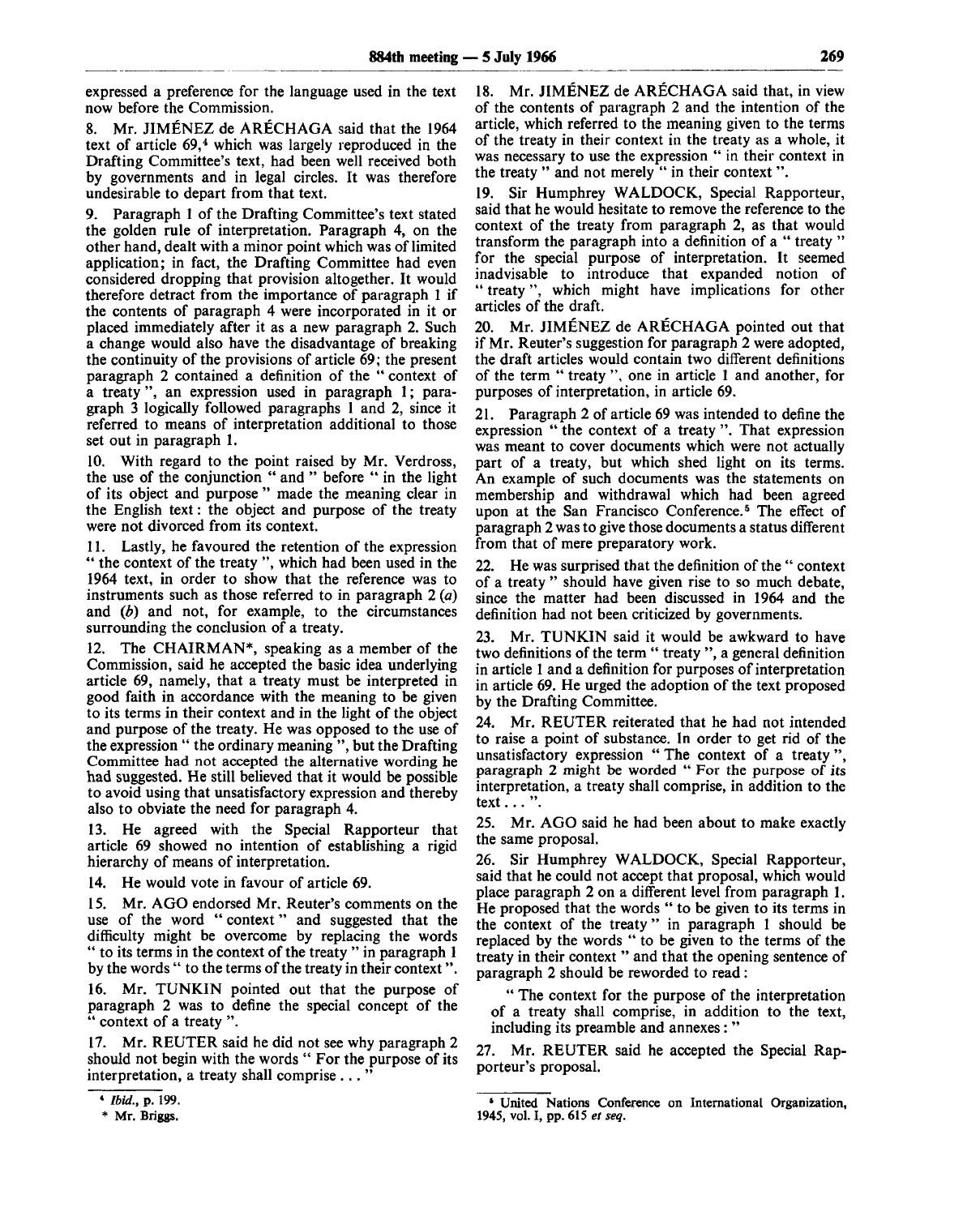expressed a preference for the language used in the text now before the Commission.

8. Mr. JIMÉNEZ de ARÉCHAGA said that the 1964 text of article 69,[4] which was largely reproduced in the Drafting Committee's text, had been well received both by governments and in legal circles. It was therefore undesirable to depart from that text.

9. Paragraph 1 of the Drafting Committee's text stated the golden rule of interpretation. Paragraph 4, on the other hand, dealt with a minor point which was of limited application; in fact, the Drafting Committee had even considered dropping that provision altogether. It would therefore detract from the importance of paragraph 1 if the contents of paragraph 4 were incorporated in it or placed immediately after it as a new paragraph 2. Such a change would also have the disadvantage of breaking the continuity of the provisions of article 69; the present paragraph 2 contained a definition of the " context of a treaty ", an expression used in paragraph 1; paragraph 3 logically followed paragraphs 1 and 2, since it referred to means of interpretation additional to those set out in paragraph 1.

10. With regard to the point raised by Mr. Verdross, the use of the conjunction " and " before " in the light of its object and purpose " made the meaning clear in the English text: the object and purpose of the treaty were not divorced from its context.

11. Lastly, he favoured the retention of the expression " the context of the treaty ", which had been used in the 1964 text, in order to show that the reference was to instruments such as those referred to in paragraph 2 (*a*) and (*b*) and not, for example, to the circumstances surrounding the conclusion of a treaty.

12. The CHAIRMAN*, speaking as a member of the Commission, said he accepted the basic idea underlying article 69, namely, that a treaty must be interpreted in good faith in accordance with the meaning to be given to its terms in their context and in the light of the object and purpose of the treaty. He was opposed to the use of the expression " the ordinary meaning ", but the Drafting Committee had not accepted the alternative wording he had suggested. He still believed that it would be possible to avoid using that unsatisfactory expression and thereby also to obviate the need for paragraph 4.

13. He agreed with the Special Rapporteur that article 69 showed no intention of establishing a rigid hierarchy of means of interpretation.

14. He would vote in favour of article 69.

15. Mr. AGO endorsed Mr. Reuter's comments on the use of the word " context " and suggested that the difficulty might be overcome by replacing the words " to its terms in the context of the treaty " in paragraph 1 by the words " to the terms of the treaty in their context ".

16. Mr. TUNKIN pointed out that the purpose of paragraph 2 was to define the special concept of the " context of a treaty ".

17. Mr. REUTER said he did not see why paragraph 2 should not begin with the words " For the purpose of its interpretation, a treaty shall comprise . . . "

18. Mr. JIMÉNEZ de ARÉCHAGA said that, in view of the contents of paragraph 2 and the intention of the article, which referred to the meaning given to the terms of the treaty in their context in the treaty as a whole, it was necessary to use the expression " in their context in the treaty " and not merely " in their context ".

19. Sir Humphrey WALDOCK, Special Rapporteur, said that he would hesitate to remove the reference to the context of the treaty from paragraph 2, as that would transform the paragraph into a definition of a " treaty " for the special purpose of interpretation. It seemed inadvisable to introduce that expanded notion of " treaty ", which might have implications for other articles of the draft.

20. Mr. JIMÉNEZ de ARÉCHAGA pointed out that if Mr. Reuter's suggestion for paragraph 2 were adopted, the draft articles would contain two different definitions of the term " treaty ", one in article 1 and another, for purposes of interpretation, in article 69.

21. Paragraph 2 of article 69 was intended to define the expression " the context of a treaty ". That expression was meant to cover documents which were not actually part of a treaty, but which shed light on its terms. An example of such documents was the statements on membership and withdrawal which had been agreed upon at the San Francisco Conference.[5] The effect of paragraph 2 was to give those documents a status different from that of mere preparatory work.

22. He was surprised that the definition of the " context of a treaty " should have given rise to so much debate, since the matter had been discussed in 1964 and the definition had not been criticized by governments.

23. Mr. TUNKIN said it would be awkward to have two definitions of the term " treaty ", a general definition in article 1 and a definition for purposes of interpretation in article 69. He urged the adoption of the text proposed by the Drafting Committee.

24. Mr. REUTER reiterated that he had not intended to raise a point of substance. In order to get rid of the unsatisfactory expression " The context of a treaty ", paragraph 2 might be worded " For the purpose of its interpretation, a treaty shall comprise, in addition to the text . . . ".

25. Mr. AGO said he had been about to make exactly the same proposal.

26. Sir Humphrey WALDOCK, Special Rapporteur, said that he could not accept that proposal, which would place paragraph 2 on a different level from paragraph 1. He proposed that the words " to be given to its terms in the context of the treaty " in paragraph 1 should be replaced by the words " to be given to the terms of the treaty in their context " and that the opening sentence of paragraph 2 should be reworded to read:

> " The context for the purpose of the interpretation of a treaty shall comprise, in addition to the text, including its preamble and annexes: "

27. Mr. REUTER said he accepted the Special Rapporteur's proposal.

---

[4] *Ibid.*, p. 199.

\* Mr. Briggs.

[5] United Nations Conference on International Organization, 1945, vol. I, pp. 615 *et seq.*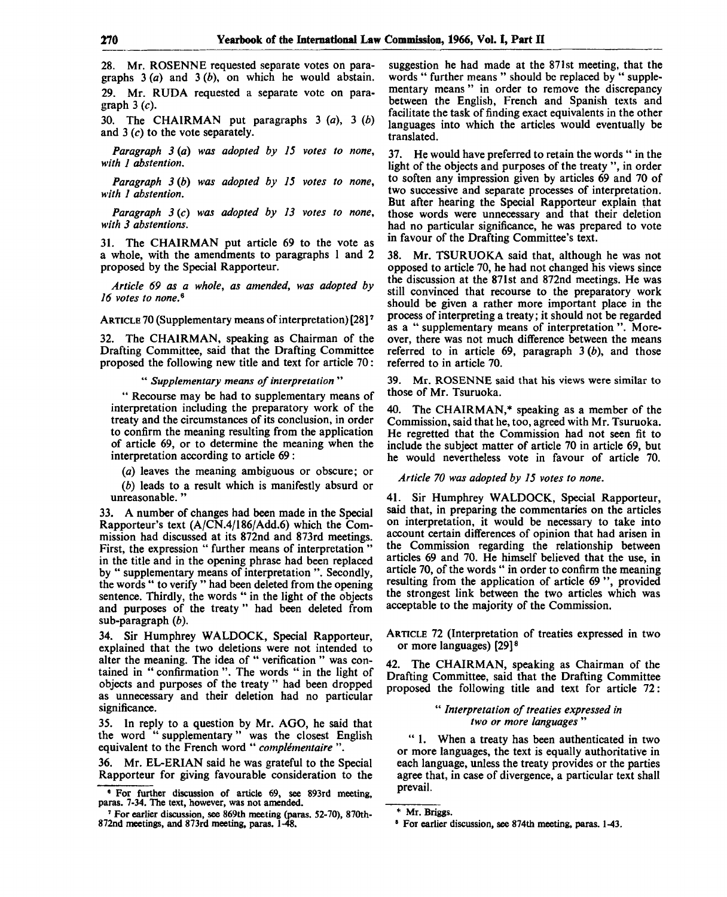28. Mr. ROSENNE requested separate votes on paragraphs 3 (*a*) and 3 (*b*), on which he would abstain.

29. Mr. RUDA requested a separate vote on paragraph 3 (*c*).

30. The CHAIRMAN put paragraphs 3 (*a*), 3 (*b*) and 3 (*c*) to the vote separately.

*Paragraph 3 (a) was adopted by 15 votes to none, with 1 abstention.*

*Paragraph 3 (b) was adopted by 15 votes to none, with 1 abstention.*

*Paragraph 3 (c) was adopted by 13 votes to none, with 3 abstentions.*

31. The CHAIRMAN put article 69 to the vote as a whole, with the amendments to paragraphs 1 and 2 proposed by the Special Rapporteur.

*Article 69 as a whole, as amended, was adopted by 16 votes to none.*[6]

ARTICLE 70 (Supplementary means of interpretation) [28][7]

32. The CHAIRMAN, speaking as Chairman of the Drafting Committee, said that the Drafting Committee proposed the following new title and text for article 70:

"*Supplementary means of interpretation*"

"Recourse may be had to supplementary means of interpretation including the preparatory work of the treaty and the circumstances of its conclusion, in order to confirm the meaning resulting from the application of article 69, or to determine the meaning when the interpretation according to article 69:

(*a*) leaves the meaning ambiguous or obscure; or

(*b*) leads to a result which is manifestly absurd or unreasonable."

33. A number of changes had been made in the Special Rapporteur's text (A/CN.4/186/Add.6) which the Commission had discussed at its 872nd and 873rd meetings. First, the expression "further means of interpretation" in the title and in the opening phrase had been replaced by "supplementary means of interpretation". Secondly, the words "to verify" had been deleted from the opening sentence. Thirdly, the words "in the light of the objects and purposes of the treaty" had been deleted from sub-paragraph (*b*).

34. Sir Humphrey WALDOCK, Special Rapporteur, explained that the two deletions were not intended to alter the meaning. The idea of "verification" was contained in "confirmation". The words "in the light of objects and purposes of the treaty" had been dropped as unnecessary and their deletion had no particular significance.

35. In reply to a question by Mr. AGO, he said that the word "supplementary" was the closest English equivalent to the French word "*complémentaire*".

36. Mr. EL-ERIAN said he was grateful to the Special Rapporteur for giving favourable consideration to the suggestion he had made at the 871st meeting, that the words "further means" should be replaced by "supplementary means" in order to remove the discrepancy between the English, French and Spanish texts and facilitate the task of finding exact equivalents in the other languages into which the articles would eventually be translated.

37. He would have preferred to retain the words "in the light of the objects and purposes of the treaty", in order to soften any impression given by articles 69 and 70 of two successive and separate processes of interpretation. But after hearing the Special Rapporteur explain that those words were unnecessary and that their deletion had no particular significance, he was prepared to vote in favour of the Drafting Committee's text.

38. Mr. TSURUOKA said that, although he was not opposed to article 70, he had not changed his views since the discussion at the 871st and 872nd meetings. He was still convinced that recourse to the preparatory work should be given a rather more important place in the process of interpreting a treaty; it should not be regarded as a "supplementary means of interpretation". Moreover, there was not much difference between the means referred to in article 69, paragraph 3 (*b*), and those referred to in article 70.

39. Mr. ROSENNE said that his views were similar to those of Mr. Tsuruoka.

40. The CHAIRMAN,* speaking as a member of the Commission, said that he, too, agreed with Mr. Tsuruoka. He regretted that the Commission had not seen fit to include the subject matter of article 70 in article 69, but he would nevertheless vote in favour of article 70.

*Article 70 was adopted by 15 votes to none.*

41. Sir Humphrey WALDOCK, Special Rapporteur, said that, in preparing the commentaries on the articles on interpretation, it would be necessary to take into account certain differences of opinion that had arisen in the Commission regarding the relationship between articles 69 and 70. He himself believed that the use, in article 70, of the words "in order to confirm the meaning resulting from the application of article 69", provided the strongest link between the two articles which was acceptable to the majority of the Commission.

ARTICLE 72 (Interpretation of treaties expressed in two or more languages) [29][8]

42. The CHAIRMAN, speaking as Chairman of the Drafting Committee, said that the Drafting Committee proposed the following title and text for article 72:

"*Interpretation of treaties expressed in two or more languages*"

"1. When a treaty has been authenticated in two or more languages, the text is equally authoritative in each language, unless the treaty provides or the parties agree that, in case of divergence, a particular text shall prevail.

---

[6] For further discussion of article 69, see 893rd meeting, paras. 7-34. The text, however, was not amended.

[7] For earlier discussion, see 869th meeting (paras. 52-70), 870th-872nd meetings, and 873rd meeting, paras. 1-48.

\* Mr. Briggs.

[8] For earlier discussion, see 874th meeting, paras. 1-43.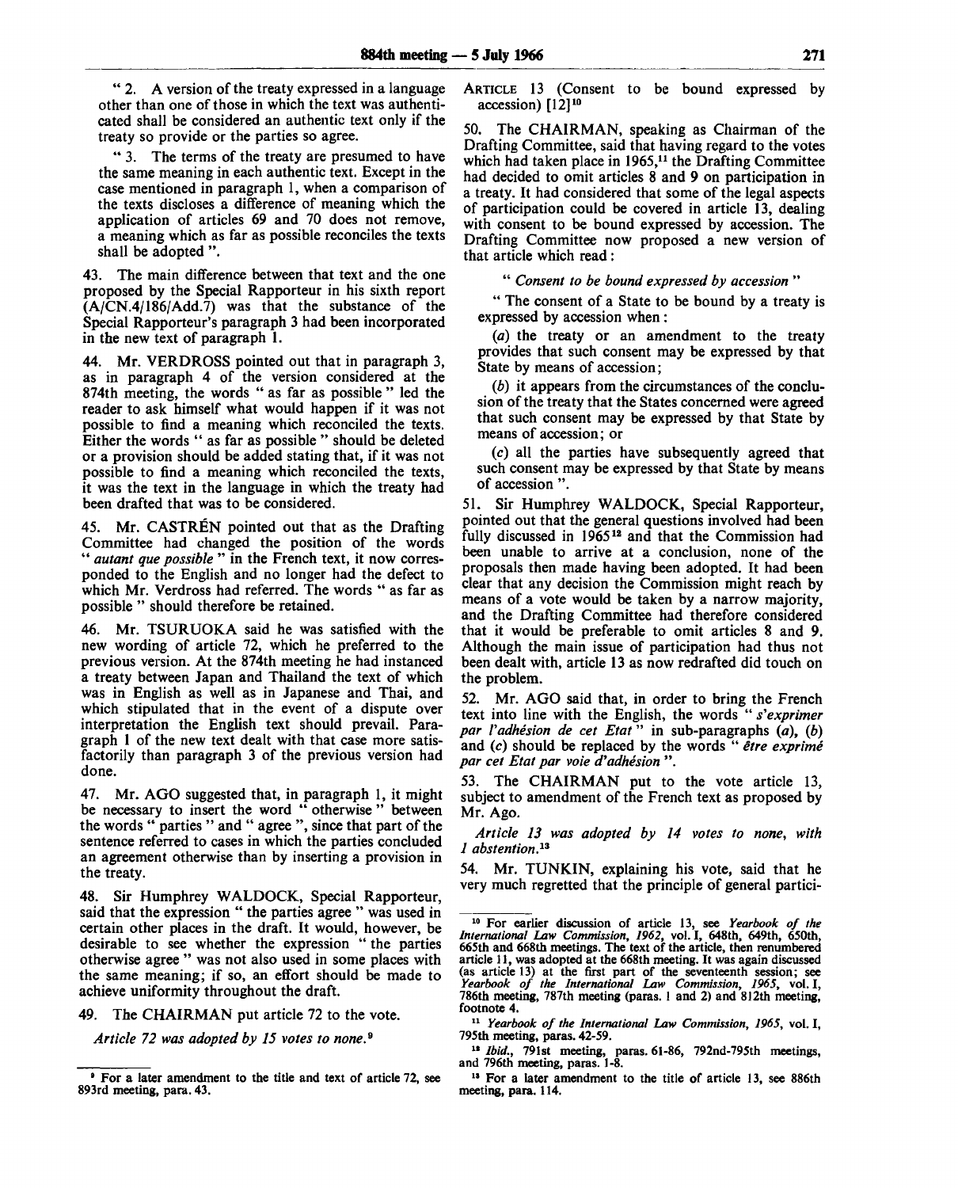" 2. A version of the treaty expressed in a language other than one of those in which the text was authenticated shall be considered an authentic text only if the treaty so provide or the parties so agree.

" 3. The terms of the treaty are presumed to have the same meaning in each authentic text. Except in the case mentioned in paragraph 1, when a comparison of the texts discloses a difference of meaning which the application of articles 69 and 70 does not remove, a meaning which as far as possible reconciles the texts shall be adopted ".

43. The main difference between that text and the one proposed by the Special Rapporteur in his sixth report (A/CN.4/186/Add.7) was that the substance of the Special Rapporteur's paragraph 3 had been incorporated in the new text of paragraph 1.

44. Mr. VERDROSS pointed out that in paragraph 3, as in paragraph 4 of the version considered at the 874th meeting, the words " as far as possible " led the reader to ask himself what would happen if it was not possible to find a meaning which reconciled the texts. Either the words " as far as possible " should be deleted or a provision should be added stating that, if it was not possible to find a meaning which reconciled the texts, it was the text in the language in which the treaty had been drafted that was to be considered.

45. Mr. CASTRÉN pointed out that as the Drafting Committee had changed the position of the words " *autant que possible* " in the French text, it now corresponded to the English and no longer had the defect to which Mr. Verdross had referred. The words " as far as possible " should therefore be retained.

46. Mr. TSURUOKA said he was satisfied with the new wording of article 72, which he preferred to the previous version. At the 874th meeting he had instanced a treaty between Japan and Thailand the text of which was in English as well as in Japanese and Thai, and which stipulated that in the event of a dispute over interpretation the English text should prevail. Paragraph 1 of the new text dealt with that case more satisfactorily than paragraph 3 of the previous version had done.

47. Mr. AGO suggested that, in paragraph 1, it might be necessary to insert the word " otherwise " between the words " parties " and " agree ", since that part of the sentence referred to cases in which the parties concluded an agreement otherwise than by inserting a provision in the treaty.

48. Sir Humphrey WALDOCK, Special Rapporteur, said that the expression " the parties agree " was used in certain other places in the draft. It would, however, be desirable to see whether the expression " the parties otherwise agree " was not also used in some places with the same meaning; if so, an effort should be made to achieve uniformity throughout the draft.

49. The CHAIRMAN put article 72 to the vote.

*Article 72 was adopted by 15 votes to none.*[9]

ARTICLE 13 (Consent to be bound expressed by accession) [12][10]

50. The CHAIRMAN, speaking as Chairman of the Drafting Committee, said that having regard to the votes which had taken place in 1965,[11] the Drafting Committee had decided to omit articles 8 and 9 on participation in a treaty. It had considered that some of the legal aspects of participation could be covered in article 13, dealing with consent to be bound expressed by accession. The Drafting Committee now proposed a new version of that article which read:

" *Consent to be bound expressed by accession* "

" The consent of a State to be bound by a treaty is expressed by accession when:

(*a*) the treaty or an amendment to the treaty provides that such consent may be expressed by that State by means of accession;

(*b*) it appears from the circumstances of the conclusion of the treaty that the States concerned were agreed that such consent may be expressed by that State by means of accession; or

(*c*) all the parties have subsequently agreed that such consent may be expressed by that State by means of accession ".

51. Sir Humphrey WALDOCK, Special Rapporteur, pointed out that the general questions involved had been fully discussed in 1965[12] and that the Commission had been unable to arrive at a conclusion, none of the proposals then made having been adopted. It had been clear that any decision the Commission might reach by means of a vote would be taken by a narrow majority, and the Drafting Committee had therefore considered that it would be preferable to omit articles 8 and 9. Although the main issue of participation had thus not been dealt with, article 13 as now redrafted did touch on the problem.

52. Mr. AGO said that, in order to bring the French text into line with the English, the words " *s'exprimer par l'adhésion de cet Etat* " in sub-paragraphs (*a*), (*b*) and (*c*) should be replaced by the words " *être exprimé par cet Etat par voie d'adhésion* ".

53. The CHAIRMAN put to the vote article 13, subject to amendment of the French text as proposed by Mr. Ago.

*Article 13 was adopted by 14 votes to none, with 1 abstention.*[13]

54. Mr. TUNKIN, explaining his vote, said that he very much regretted that the principle of general partici-

---

[9] For a later amendment to the title and text of article 72, see 893rd meeting, para. 43.

[10] For earlier discussion of article 13, see *Yearbook of the International Law Commission, 1962*, vol. I, 648th, 649th, 650th, 665th and 668th meetings. The text of the article, then renumbered article 11, was adopted at the 668th meeting. It was again discussed (as article 13) at the first part of the seventeenth session; see *Yearbook of the International Law Commission, 1965*, vol. I, 786th meeting, 787th meeting (paras. 1 and 2) and 812th meeting, footnote 4.

[11] *Yearbook of the International Law Commission, 1965*, vol. I, 795th meeting, paras. 42-59.

[12] *Ibid.*, 791st meeting, paras. 61-86, 792nd-795th meetings, and 796th meeting, paras. 1-8.

[13] For a later amendment to the title of article 13, see 886th meeting, para. 114.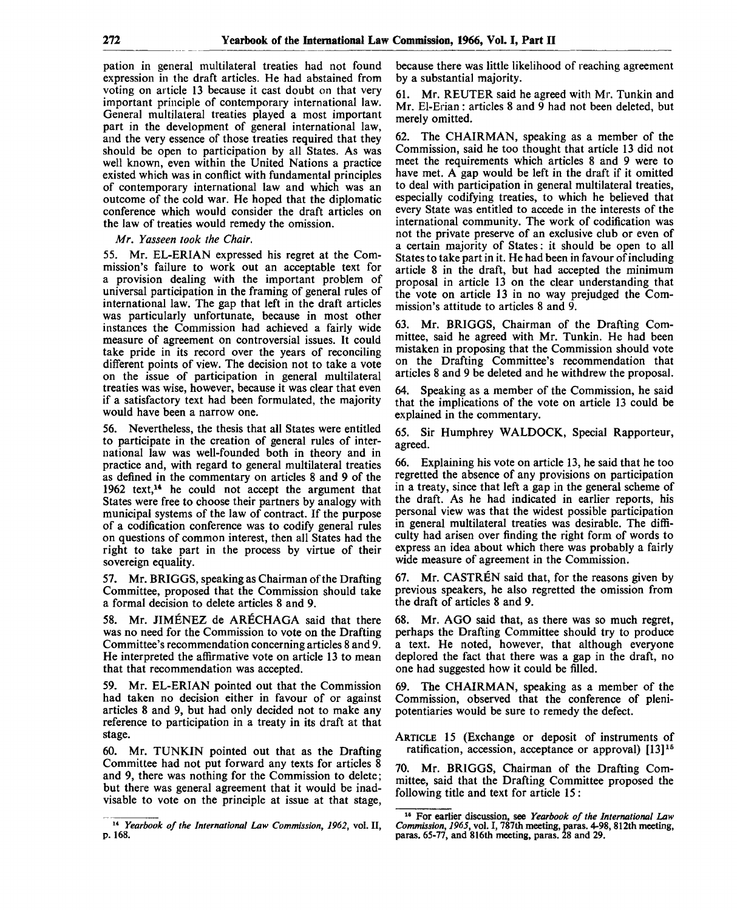pation in general multilateral treaties had not found expression in the draft articles. He had abstained from voting on article 13 because it cast doubt on that very important principle of contemporary international law. General multilateral treaties played a most important part in the development of general international law, and the very essence of those treaties required that they should be open to participation by all States. As was well known, even within the United Nations a practice existed which was in conflict with fundamental principles of contemporary international law and which was an outcome of the cold war. He hoped that the diplomatic conference which would consider the draft articles on the law of treaties would remedy the omission.

*Mr. Yasseen took the Chair.*

55. Mr. EL-ERIAN expressed his regret at the Commission's failure to work out an acceptable text for a provision dealing with the important problem of universal participation in the framing of general rules of international law. The gap that left in the draft articles was particularly unfortunate, because in most other instances the Commission had achieved a fairly wide measure of agreement on controversial issues. It could take pride in its record over the years of reconciling different points of view. The decision not to take a vote on the issue of participation in general multilateral treaties was wise, however, because it was clear that even if a satisfactory text had been formulated, the majority would have been a narrow one.

56. Nevertheless, the thesis that all States were entitled to participate in the creation of general rules of international law was well-founded both in theory and in practice and, with regard to general multilateral treaties as defined in the commentary on articles 8 and 9 of the 1962 text,[14] he could not accept the argument that States were free to choose their partners by analogy with municipal systems of the law of contract. If the purpose of a codification conference was to codify general rules on questions of common interest, then all States had the right to take part in the process by virtue of their sovereign equality.

57. Mr. BRIGGS, speaking as Chairman of the Drafting Committee, proposed that the Commission should take a formal decision to delete articles 8 and 9.

58. Mr. JIMÉNEZ de ARÉCHAGA said that there was no need for the Commission to vote on the Drafting Committee's recommendation concerning articles 8 and 9. He interpreted the affirmative vote on article 13 to mean that that recommendation was accepted.

59. Mr. EL-ERIAN pointed out that the Commission had taken no decision either in favour of or against articles 8 and 9, but had only decided not to make any reference to participation in a treaty in its draft at that stage.

60. Mr. TUNKIN pointed out that as the Drafting Committee had not put forward any texts for articles 8 and 9, there was nothing for the Commission to delete; but there was general agreement that it would be inadvisable to vote on the principle at issue at that stage, because there was little likelihood of reaching agreement by a substantial majority.

61. Mr. REUTER said he agreed with Mr. Tunkin and Mr. El-Erian: articles 8 and 9 had not been deleted, but merely omitted.

62. The CHAIRMAN, speaking as a member of the Commission, said he too thought that article 13 did not meet the requirements which articles 8 and 9 were to have met. A gap would be left in the draft if it omitted to deal with participation in general multilateral treaties, especially codifying treaties, to which he believed that every State was entitled to accede in the interests of the international community. The work of codification was not the private preserve of an exclusive club or even of a certain majority of States: it should be open to all States to take part in it. He had been in favour of including article 8 in the draft, but had accepted the minimum proposal in article 13 on the clear understanding that the vote on article 13 in no way prejudged the Commission's attitude to articles 8 and 9.

63. Mr. BRIGGS, Chairman of the Drafting Committee, said he agreed with Mr. Tunkin. He had been mistaken in proposing that the Commission should vote on the Drafting Committee's recommendation that articles 8 and 9 be deleted and he withdrew the proposal.

64. Speaking as a member of the Commission, he said that the implications of the vote on article 13 could be explained in the commentary.

65. Sir Humphrey WALDOCK, Special Rapporteur, agreed.

66. Explaining his vote on article 13, he said that he too regretted the absence of any provisions on participation in a treaty, since that left a gap in the general scheme of the draft. As he had indicated in earlier reports, his personal view was that the widest possible participation in general multilateral treaties was desirable. The difficulty had arisen over finding the right form of words to express an idea about which there was probably a fairly wide measure of agreement in the Commission.

67. Mr. CASTRÉN said that, for the reasons given by previous speakers, he also regretted the omission from the draft of articles 8 and 9.

68. Mr. AGO said that, as there was so much regret, perhaps the Drafting Committee should try to produce a text. He noted, however, that although everyone deplored the fact that there was a gap in the draft, no one had suggested how it could be filled.

69. The CHAIRMAN, speaking as a member of the Commission, observed that the conference of plenipotentiaries would be sure to remedy the defect.

ARTICLE 15 (Exchange or deposit of instruments of ratification, accession, acceptance or approval) [13][15]

70. Mr. BRIGGS, Chairman of the Drafting Committee, said that the Drafting Committee proposed the following title and text for article 15:

---

[14] *Yearbook of the International Law Commission, 1962*, vol. II, p. 168.

[15] For earlier discussion, see *Yearbook of the International Law Commission, 1965*, vol. I, 787th meeting, paras. 4-98, 812th meeting, paras. 65-77, and 816th meeting, paras. 28 and 29.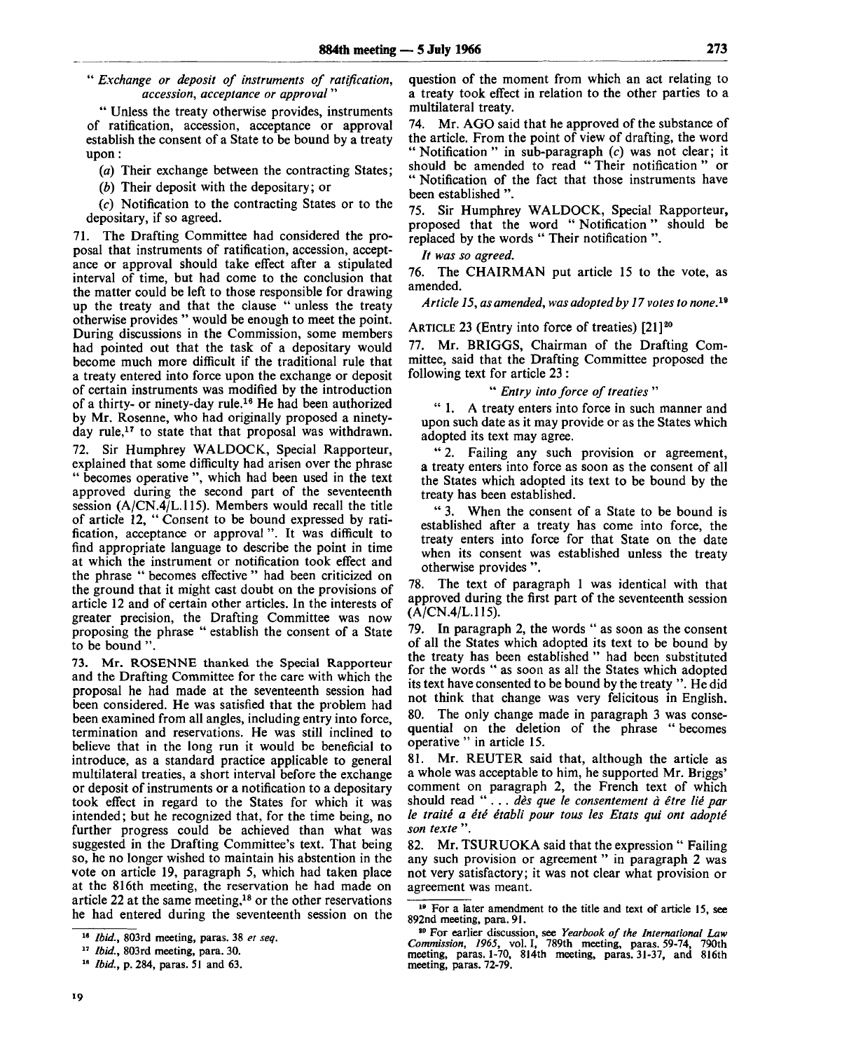" *Exchange or deposit of instruments of ratification, accession, acceptance or approval* "

" Unless the treaty otherwise provides, instruments of ratification, accession, acceptance or approval establish the consent of a State to be bound by a treaty upon:

(*a*) Their exchange between the contracting States;

(*b*) Their deposit with the depositary; or

(*c*) Notification to the contracting States or to the depositary, if so agreed.

71. The Drafting Committee had considered the proposal that instruments of ratification, accession, acceptance or approval should take effect after a stipulated interval of time, but had come to the conclusion that the matter could be left to those responsible for drawing up the treaty and that the clause " unless the treaty otherwise provides " would be enough to meet the point. During discussions in the Commission, some members had pointed out that the task of a depositary would become much more difficult if the traditional rule that a treaty entered into force upon the exchange or deposit of certain instruments was modified by the introduction of a thirty- or ninety-day rule.[16] He had been authorized by Mr. Rosenne, who had originally proposed a ninety-day rule,[17] to state that that proposal was withdrawn.

72. Sir Humphrey WALDOCK, Special Rapporteur, explained that some difficulty had arisen over the phrase " becomes operative ", which had been used in the text approved during the second part of the seventeenth session (A/CN.4/L.115). Members would recall the title of article 12, " Consent to be bound expressed by ratification, acceptance or approval ". It was difficult to find appropriate language to describe the point in time at which the instrument or notification took effect and the phrase " becomes effective " had been criticized on the ground that it might cast doubt on the provisions of article 12 and of certain other articles. In the interests of greater precision, the Drafting Committee was now proposing the phrase " establish the consent of a State to be bound ".

73. Mr. ROSENNE thanked the Special Rapporteur and the Drafting Committee for the care with which the proposal he had made at the seventeenth session had been considered. He was satisfied that the problem had been examined from all angles, including entry into force, termination and reservations. He was still inclined to believe that in the long run it would be beneficial to introduce, as a standard practice applicable to general multilateral treaties, a short interval before the exchange or deposit of instruments or a notification to a depositary took effect in regard to the States for which it was intended; but he recognized that, for the time being, no further progress could be achieved than what was suggested in the Drafting Committee's text. That being so, he no longer wished to maintain his abstention in the vote on article 19, paragraph 5, which had taken place at the 816th meeting, the reservation he had made on article 22 at the same meeting,[18] or the other reservations he had entered during the seventeenth session on the question of the moment from which an act relating to a treaty took effect in relation to the other parties to a multilateral treaty.

74. Mr. AGO said that he approved of the substance of the article. From the point of view of drafting, the word " Notification " in sub-paragraph (*c*) was not clear; it should be amended to read " Their notification " or " Notification of the fact that those instruments have been established ".

75. Sir Humphrey WALDOCK, Special Rapporteur, proposed that the word " Notification " should be replaced by the words " Their notification ".

*It was so agreed.*

76. The CHAIRMAN put article 15 to the vote, as amended.

*Article 15, as amended, was adopted by 17 votes to none.*[19]

ARTICLE 23 (Entry into force of treaties) [21][20]

77. Mr. BRIGGS, Chairman of the Drafting Committee, said that the Drafting Committee proposed the following text for article 23:

" *Entry into force of treaties* "

" 1. A treaty enters into force in such manner and upon such date as it may provide or as the States which adopted its text may agree.

" 2. Failing any such provision or agreement, a treaty enters into force as soon as the consent of all the States which adopted its text to be bound by the treaty has been established.

" 3. When the consent of a State to be bound is established after a treaty has come into force, the treaty enters into force for that State on the date when its consent was established unless the treaty otherwise provides ".

78. The text of paragraph 1 was identical with that approved during the first part of the seventeenth session (A/CN.4/L.115).

79. In paragraph 2, the words " as soon as the consent of all the States which adopted its text to be bound by the treaty has been established " had been substituted for the words " as soon as all the States which adopted its text have consented to be bound by the treaty ". He did not think that change was very felicitous in English.

80. The only change made in paragraph 3 was consequential on the deletion of the phrase " becomes operative " in article 15.

81. Mr. REUTER said that, although the article as a whole was acceptable to him, he supported Mr. Briggs' comment on paragraph 2, the French text of which should read " ... *dès que le consentement à être lié par le traité a été établi pour tous les Etats qui ont adopté son texte* ".

82. Mr. TSURUOKA said that the expression " Failing any such provision or agreement " in paragraph 2 was not very satisfactory; it was not clear what provision or agreement was meant.

---

[16] *Ibid.*, 803rd meeting, paras. 38 *et seq.*

[17] *Ibid.*, 803rd meeting, para. 30.

[18] *Ibid.*, p. 284, paras. 51 and 63.

[19] For a later amendment to the title and text of article 15, see 892nd meeting, para. 91.

[20] For earlier discussion, see *Yearbook of the International Law Commission, 1965*, vol. I, 789th meeting, paras. 59-74, 790th meeting, paras. 1-70, 814th meeting, paras. 31-37, and 816th meeting, paras. 72-79.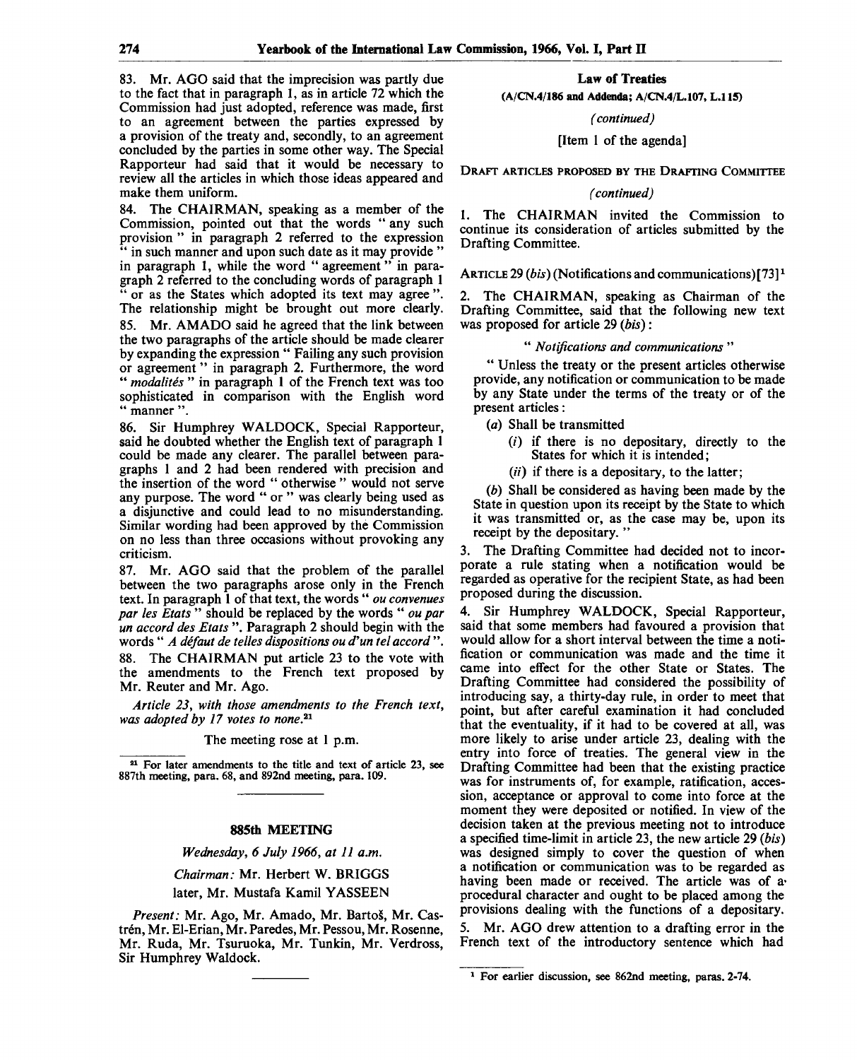83. Mr. AGO said that the imprecision was partly due to the fact that in paragraph 1, as in article 72 which the Commission had just adopted, reference was made, first to an agreement between the parties expressed by a provision of the treaty and, secondly, to an agreement concluded by the parties in some other way. The Special Rapporteur had said that it would be necessary to review all the articles in which those ideas appeared and make them uniform.

84. The CHAIRMAN, speaking as a member of the Commission, pointed out that the words " any such provision " in paragraph 2 referred to the expression " in such manner and upon such date as it may provide " in paragraph 1, while the word " agreement " in paragraph 2 referred to the concluding words of paragraph 1 " or as the States which adopted its text may agree ". The relationship might be brought out more clearly.

85. Mr. AMADO said he agreed that the link between the two paragraphs of the article should be made clearer by expanding the expression " Failing any such provision or agreement " in paragraph 2. Furthermore, the word " *modalités* " in paragraph 1 of the French text was too sophisticated in comparison with the English word " manner ".

86. Sir Humphrey WALDOCK, Special Rapporteur, said he doubted whether the English text of paragraph 1 could be made any clearer. The parallel between paragraphs 1 and 2 had been rendered with precision and the insertion of the word " otherwise " would not serve any purpose. The word " or " was clearly being used as a disjunctive and could lead to no misunderstanding. Similar wording had been approved by the Commission on no less than three occasions without provoking any criticism.

87. Mr. AGO said that the problem of the parallel between the two paragraphs arose only in the French text. In paragraph 1 of that text, the words " *ou convenues par les Etats* " should be replaced by the words " *ou par un accord des Etats* ". Paragraph 2 should begin with the words " *A défaut de telles dispositions ou d'un tel accord* ".

88. The CHAIRMAN put article 23 to the vote with the amendments to the French text proposed by Mr. Reuter and Mr. Ago.

*Article 23, with those amendments to the French text, was adopted by 17 votes to none.*[21]

The meeting rose at 1 p.m.

[21] For later amendments to the title and text of article 23, see 887th meeting, para. 68, and 892nd meeting, para. 109.

## 885th MEETING

*Wednesday, 6 July 1966, at 11 a.m.*

*Chairman:* Mr. Herbert W. BRIGGS

later, Mr. Mustafa Kamil YASSEEN

*Present:* Mr. Ago, Mr. Amado, Mr. Bartoš, Mr. Castrén, Mr. El-Erian, Mr. Paredes, Mr. Pessou, Mr. Rosenne, Mr. Ruda, Mr. Tsuruoka, Mr. Tunkin, Mr. Verdross, Sir Humphrey Waldock.

### Law of Treaties

**(A/CN.4/186 and Addenda; A/CN.4/L.107, L.115)**

*(continued)*

[Item 1 of the agenda]

DRAFT ARTICLES PROPOSED BY THE DRAFTING COMMITTEE

*(continued)*

1. The CHAIRMAN invited the Commission to continue its consideration of articles submitted by the Drafting Committee.

ARTICLE 29 (*bis*) (Notifications and communications)[73][1]

2. The CHAIRMAN, speaking as Chairman of the Drafting Committee, said that the following new text was proposed for article 29 (*bis*):

" *Notifications and communications* "

" Unless the treaty or the present articles otherwise provide, any notification or communication to be made by any State under the terms of the treaty or of the present articles:

(*a*) Shall be transmitted

(*i*) if there is no depositary, directly to the States for which it is intended;

(*ii*) if there is a depositary, to the latter;

(*b*) Shall be considered as having been made by the State in question upon its receipt by the State to which it was transmitted or, as the case may be, upon its receipt by the depositary. "

3. The Drafting Committee had decided not to incorporate a rule stating when a notification would be regarded as operative for the recipient State, as had been proposed during the discussion.

4. Sir Humphrey WALDOCK, Special Rapporteur, said that some members had favoured a provision that would allow for a short interval between the time a notification or communication was made and the time it came into effect for the other State or States. The Drafting Committee had considered the possibility of introducing say, a thirty-day rule, in order to meet that point, but after careful examination it had concluded that the eventuality, if it had to be covered at all, was more likely to arise under article 23, dealing with the entry into force of treaties. The general view in the Drafting Committee had been that the existing practice was for instruments of, for example, ratification, accession, acceptance or approval to come into force at the moment they were deposited or notified. In view of the decision taken at the previous meeting not to introduce a specified time-limit in article 23, the new article 29 (*bis*) was designed simply to cover the question of when a notification or communication was to be regarded as having been made or received. The article was of a procedural character and ought to be placed among the provisions dealing with the functions of a depositary.

5. Mr. AGO drew attention to a drafting error in the French text of the introductory sentence which had

[1] For earlier discussion, see 862nd meeting, paras. 2-74.